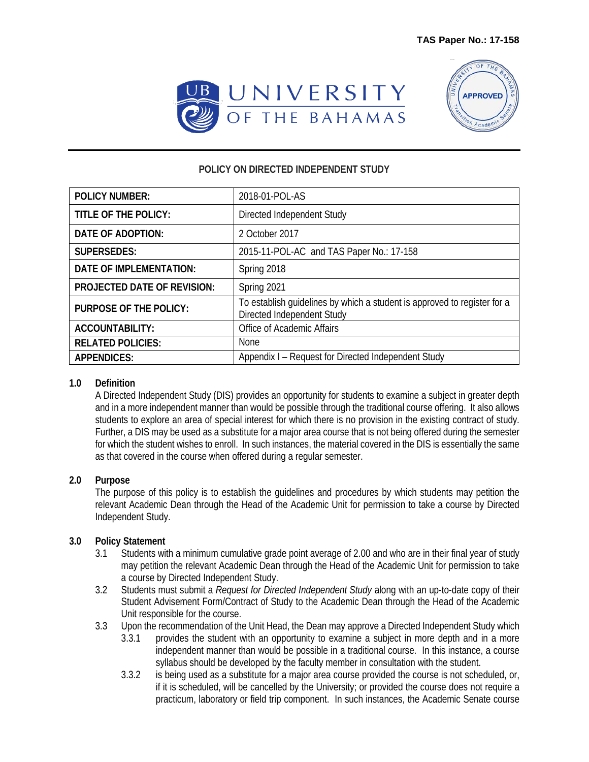TAS Paper No.: 17-158

UNIVERSITY OF THE BAHAMAS

APPROVED

### POLICY ON DIRECTED INDEPENDENT STUDY

| POLICY NUMBER: | 2018-01-POL-AS |
|---|---|
| TITLE OF THE POLICY: | Directed Independent Study |
| DATE OF ADOPTION: | 2 October 2017 |
| SUPERSEDES: | 2015-11-POL-AC and TAS Paper No.: 17-158 |
| DATE OF IMPLEMENTATION: | Spring 2018 |
| PROJECTED DATE OF REVISION: | Spring 2021 |
| PURPOSE OF THE POLICY: | To establish guidelines by which a student is approved to register for a Directed Independent Study |
| ACCOUNTABILITY: | Office of Academic Affairs |
| RELATED POLICIES: | None |
| APPENDICES: | Appendix I – Request for Directed Independent Study |

**1.0 Definition**

A Directed Independent Study (DIS) provides an opportunity for students to examine a subject in greater depth and in a more independent manner than would be possible through the traditional course offering. It also allows students to explore an area of special interest for which there is no provision in the existing contract of study. Further, a DIS may be used as a substitute for a major area course that is not being offered during the semester for which the student wishes to enroll. In such instances, the material covered in the DIS is essentially the same as that covered in the course when offered during a regular semester.

**2.0 Purpose**

The purpose of this policy is to establish the guidelines and procedures by which students may petition the relevant Academic Dean through the Head of the Academic Unit for permission to take a course by Directed Independent Study.

**3.0 Policy Statement**

3.1 Students with a minimum cumulative grade point average of 2.00 and who are in their final year of study may petition the relevant Academic Dean through the Head of the Academic Unit for permission to take a course by Directed Independent Study.

3.2 Students must submit a *Request for Directed Independent Study* along with an up-to-date copy of their Student Advisement Form/Contract of Study to the Academic Dean through the Head of the Academic Unit responsible for the course.

3.3 Upon the recommendation of the Unit Head, the Dean may approve a Directed Independent Study which

3.3.1 provides the student with an opportunity to examine a subject in more depth and in a more independent manner than would be possible in a traditional course. In this instance, a course syllabus should be developed by the faculty member in consultation with the student.

3.3.2 is being used as a substitute for a major area course provided the course is not scheduled, or, if it is scheduled, will be cancelled by the University; or provided the course does not require a practicum, laboratory or field trip component. In such instances, the Academic Senate course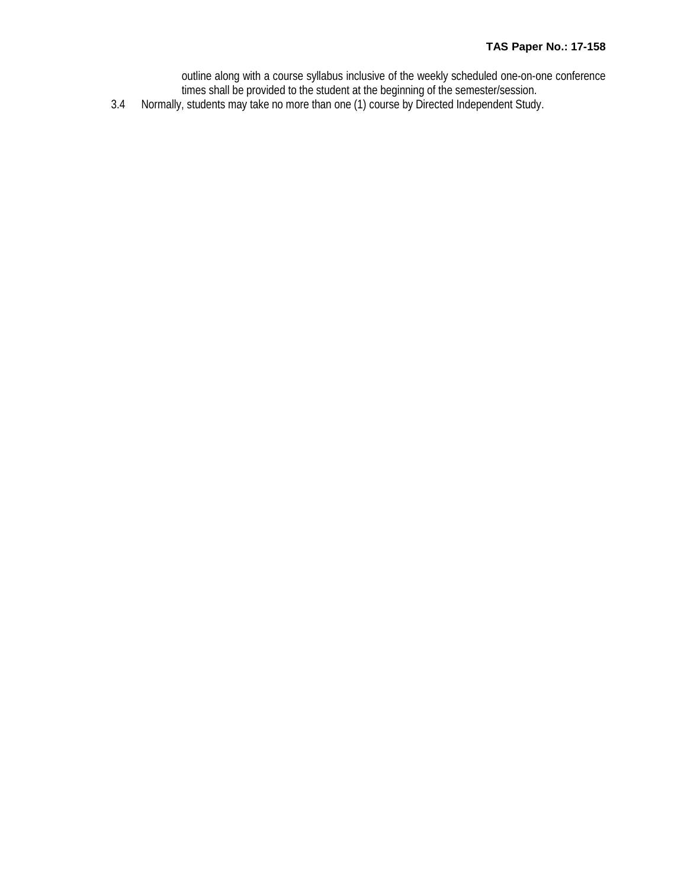outline along with a course syllabus inclusive of the weekly scheduled one-on-one conference times shall be provided to the student at the beginning of the semester/session.

3.4 Normally, students may take no more than one (1) course by Directed Independent Study.